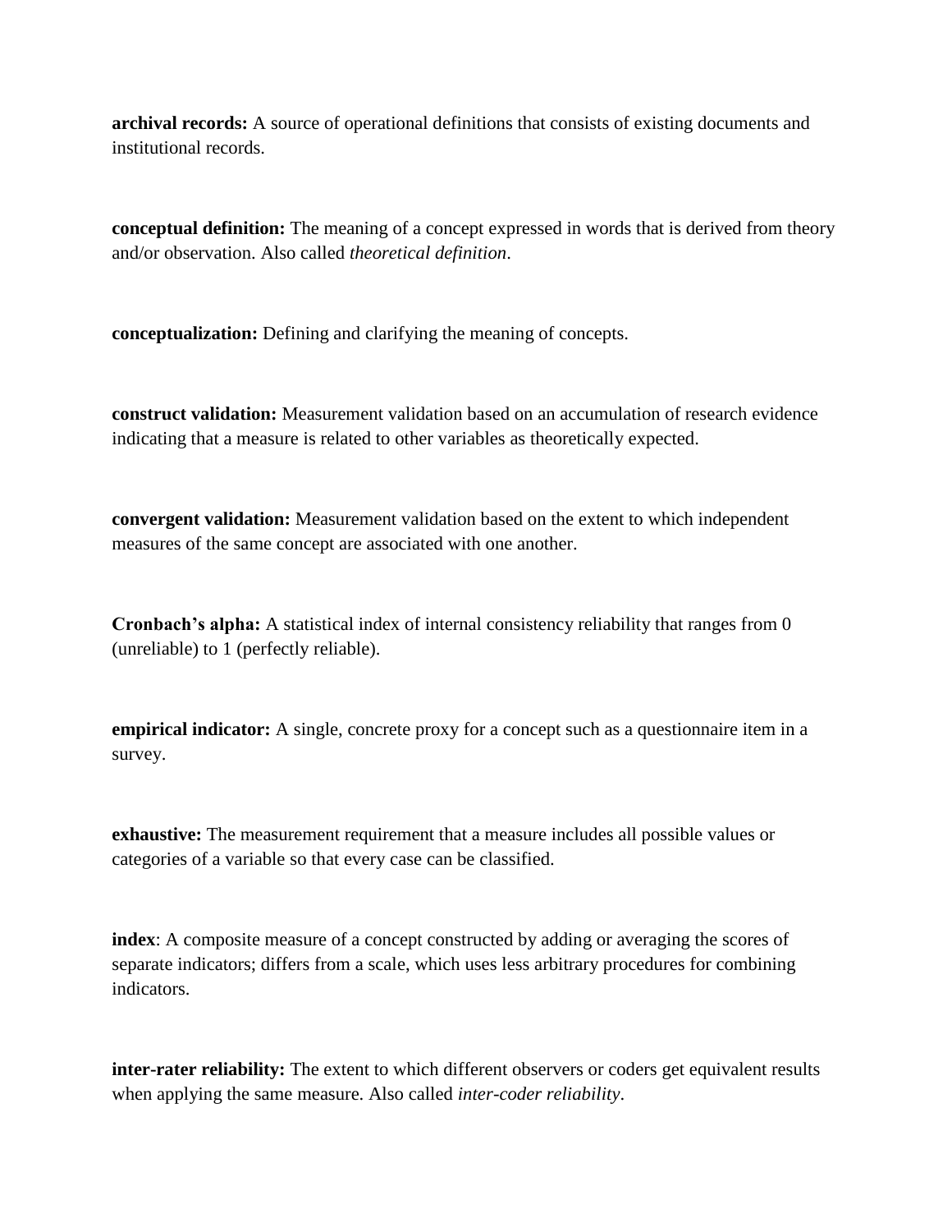**archival records:** A source of operational definitions that consists of existing documents and institutional records.

**conceptual definition:** The meaning of a concept expressed in words that is derived from theory and/or observation. Also called *theoretical definition*.

**conceptualization:** Defining and clarifying the meaning of concepts.

**construct validation:** Measurement validation based on an accumulation of research evidence indicating that a measure is related to other variables as theoretically expected.

**convergent validation:** Measurement validation based on the extent to which independent measures of the same concept are associated with one another.

**Cronbach's alpha:** A statistical index of internal consistency reliability that ranges from 0 (unreliable) to 1 (perfectly reliable).

**empirical indicator:** A single, concrete proxy for a concept such as a questionnaire item in a survey.

**exhaustive:** The measurement requirement that a measure includes all possible values or categories of a variable so that every case can be classified.

**index**: A composite measure of a concept constructed by adding or averaging the scores of separate indicators; differs from a scale, which uses less arbitrary procedures for combining indicators.

**inter-rater reliability:** The extent to which different observers or coders get equivalent results when applying the same measure. Also called *inter-coder reliability*.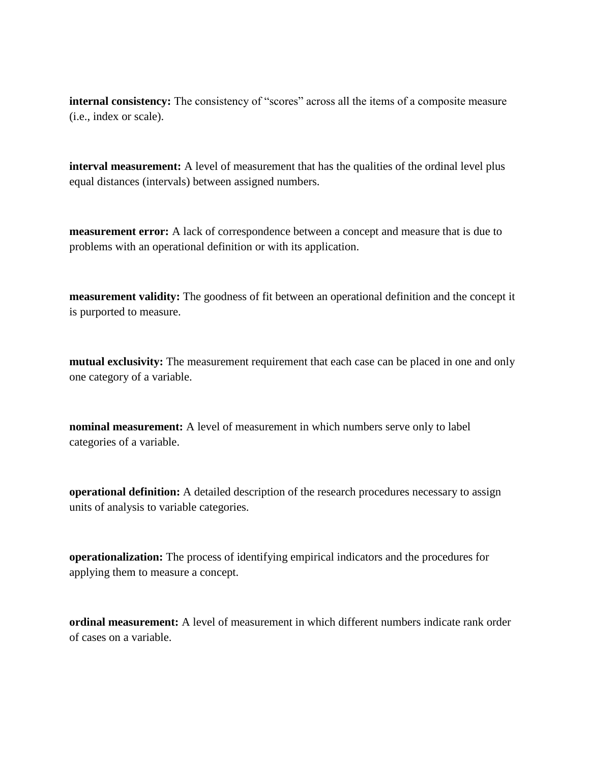**internal consistency:** The consistency of "scores" across all the items of a composite measure (i.e., index or scale).

**interval measurement:** A level of measurement that has the qualities of the ordinal level plus equal distances (intervals) between assigned numbers.

**measurement error:** A lack of correspondence between a concept and measure that is due to problems with an operational definition or with its application.

**measurement validity:** The goodness of fit between an operational definition and the concept it is purported to measure.

**mutual exclusivity:** The measurement requirement that each case can be placed in one and only one category of a variable.

**nominal measurement:** A level of measurement in which numbers serve only to label categories of a variable.

**operational definition:** A detailed description of the research procedures necessary to assign units of analysis to variable categories.

**operationalization:** The process of identifying empirical indicators and the procedures for applying them to measure a concept.

**ordinal measurement:** A level of measurement in which different numbers indicate rank order of cases on a variable.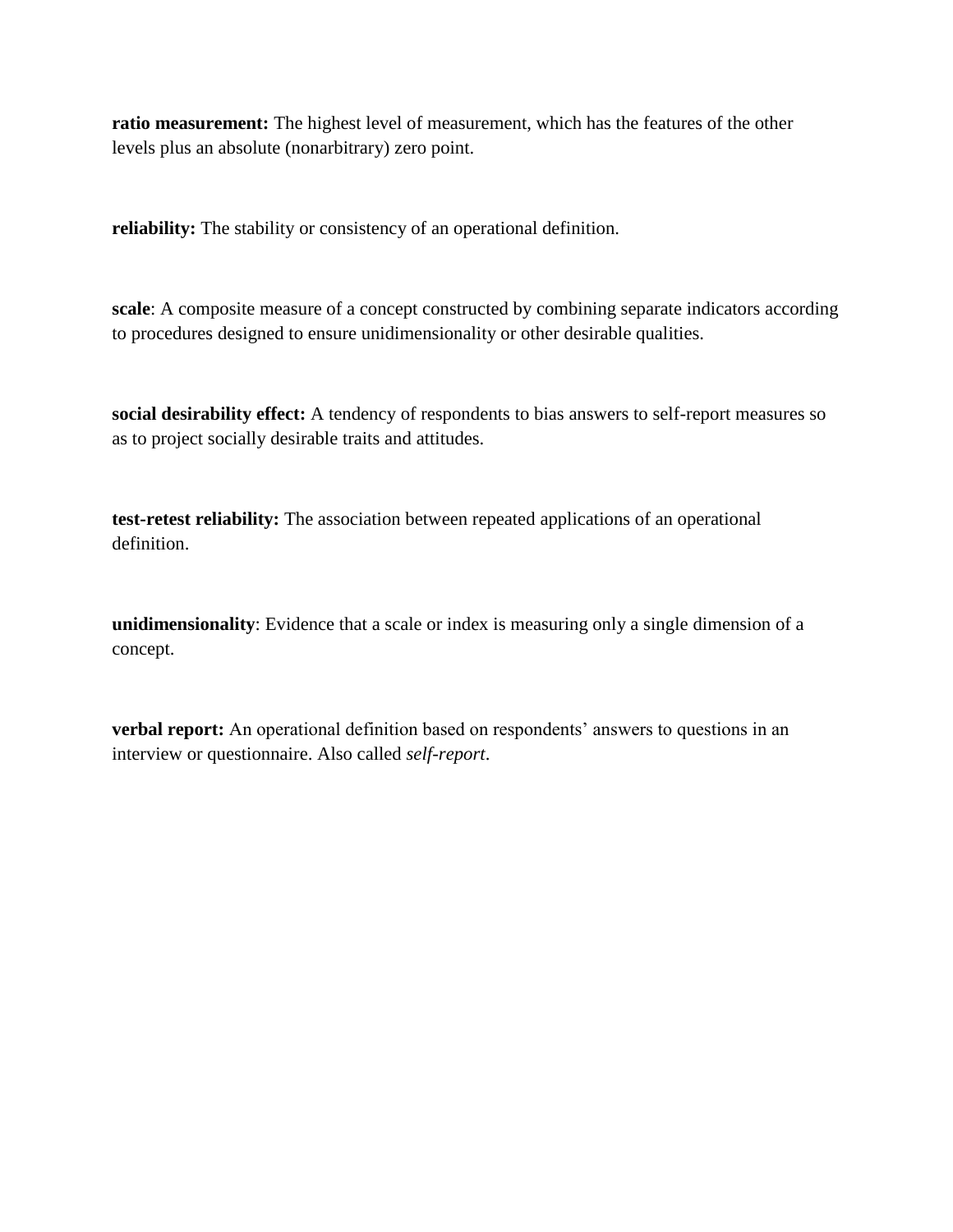**ratio measurement:** The highest level of measurement, which has the features of the other levels plus an absolute (nonarbitrary) zero point.

**reliability:** The stability or consistency of an operational definition.

**scale**: A composite measure of a concept constructed by combining separate indicators according to procedures designed to ensure unidimensionality or other desirable qualities.

**social desirability effect:** A tendency of respondents to bias answers to self-report measures so as to project socially desirable traits and attitudes.

**test-retest reliability:** The association between repeated applications of an operational definition.

**unidimensionality**: Evidence that a scale or index is measuring only a single dimension of a concept.

**verbal report:** An operational definition based on respondents' answers to questions in an interview or questionnaire. Also called *self-report*.